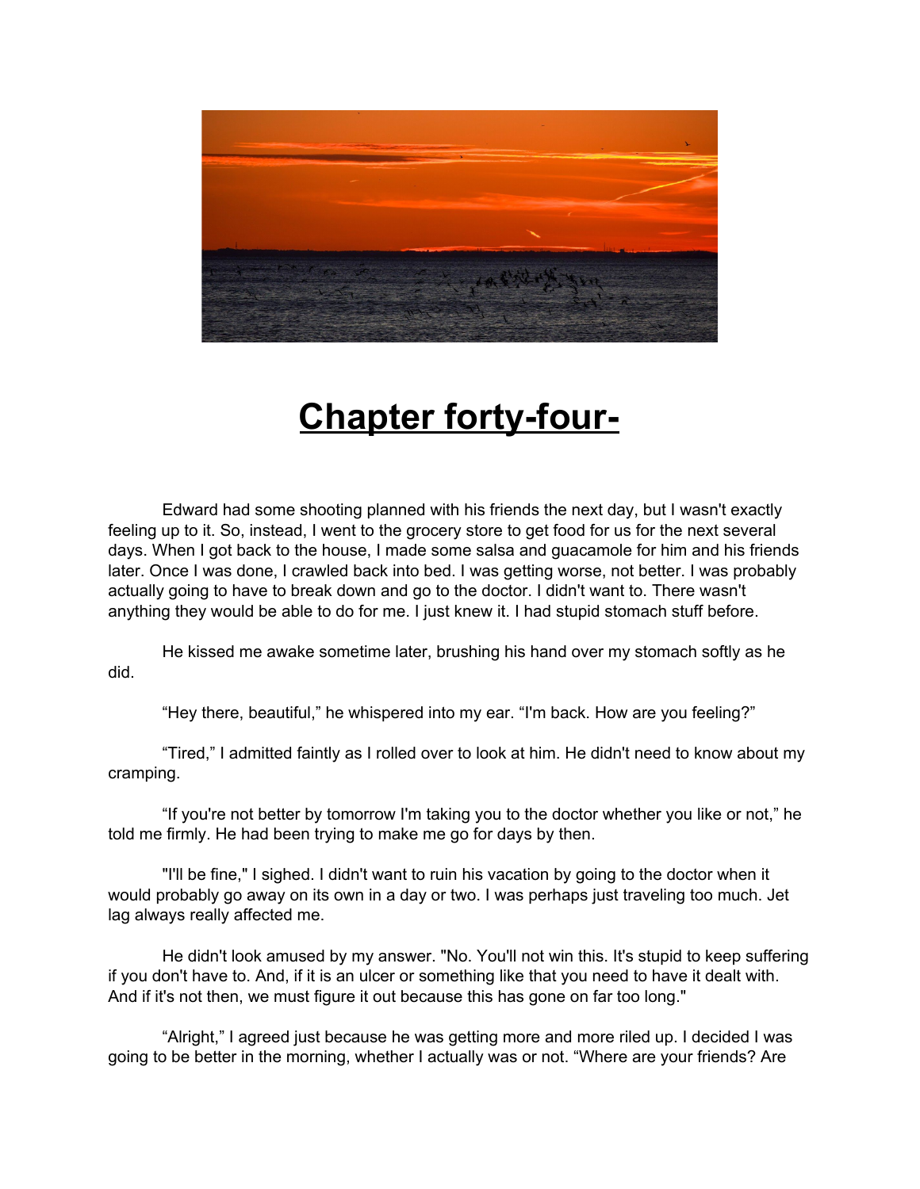# Chapter forty-four-

Edward had some shooting planned with his friends the next day, but I wasn't exactly feeling up to it. So, instead, I went to the grocery store to get food for us for the next several days. When I got back to the house, I made some salsa and guacamole for him and his friends later. Once I was done, I crawled back into bed. I was getting worse, not better. I was probably actually going to have to break down and go to the doctor. I didn't want to. There wasn't anything they would be able to do for me. I just knew it. I had stupid stomach stuff before.

He kissed me awake sometime later, brushing his hand over my stomach softly as he did.

"Hey there, beautiful," he whispered into my ear. "I'm back. How are you feeling?"

"Tired," I admitted faintly as I rolled over to look at him. He didn't need to know about my cramping.

"If you're not better by tomorrow I'm taking you to the doctor whether you like or not," he told me firmly. He had been trying to make me go for days by then.

"I'll be fine," I sighed. I didn't want to ruin his vacation by going to the doctor when it would probably go away on its own in a day or two. I was perhaps just traveling too much. Jet lag always really affected me.

He didn't look amused by my answer. "No. You'll not win this. It's stupid to keep suffering if you don't have to. And, if it is an ulcer or something like that you need to have it dealt with. And if it's not then, we must figure it out because this has gone on far too long."

"Alright," I agreed just because he was getting more and more riled up. I decided I was going to be better in the morning, whether I actually was or not. "Where are your friends? Are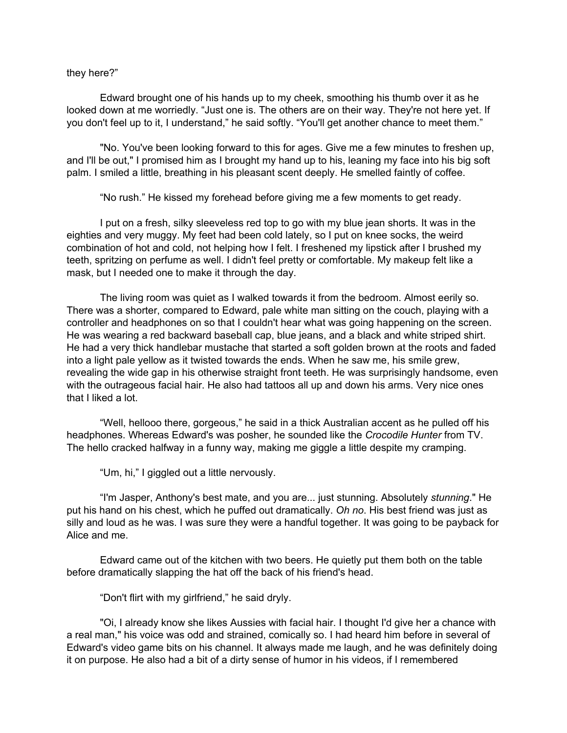they here?"

Edward brought one of his hands up to my cheek, smoothing his thumb over it as he looked down at me worriedly. "Just one is. The others are on their way. They're not here yet. If you don't feel up to it, I understand," he said softly. "You'll get another chance to meet them."

"No. You've been looking forward to this for ages. Give me a few minutes to freshen up, and I'll be out," I promised him as I brought my hand up to his, leaning my face into his big soft palm. I smiled a little, breathing in his pleasant scent deeply. He smelled faintly of coffee.

"No rush." He kissed my forehead before giving me a few moments to get ready.

I put on a fresh, silky sleeveless red top to go with my blue jean shorts. It was in the eighties and very muggy. My feet had been cold lately, so I put on knee socks, the weird combination of hot and cold, not helping how I felt. I freshened my lipstick after I brushed my teeth, spritzing on perfume as well. I didn't feel pretty or comfortable. My makeup felt like a mask, but I needed one to make it through the day.

The living room was quiet as I walked towards it from the bedroom. Almost eerily so. There was a shorter, compared to Edward, pale white man sitting on the couch, playing with a controller and headphones on so that I couldn't hear what was going happening on the screen. He was wearing a red backward baseball cap, blue jeans, and a black and white striped shirt. He had a very thick handlebar mustache that started a soft golden brown at the roots and faded into a light pale yellow as it twisted towards the ends. When he saw me, his smile grew, revealing the wide gap in his otherwise straight front teeth. He was surprisingly handsome, even with the outrageous facial hair. He also had tattoos all up and down his arms. Very nice ones that I liked a lot.

"Well, hellooo there, gorgeous," he said in a thick Australian accent as he pulled off his headphones. Whereas Edward's was posher, he sounded like the *Crocodile Hunter* from TV. The hello cracked halfway in a funny way, making me giggle a little despite my cramping.

"Um, hi," I giggled out a little nervously.

"I'm Jasper, Anthony's best mate, and you are... just stunning. Absolutely *stunning*." He put his hand on his chest, which he puffed out dramatically. *Oh no*. His best friend was just as silly and loud as he was. I was sure they were a handful together. It was going to be payback for Alice and me.

Edward came out of the kitchen with two beers. He quietly put them both on the table before dramatically slapping the hat off the back of his friend's head.

"Don't flirt with my girlfriend," he said dryly.

"Oi, I already know she likes Aussies with facial hair. I thought I'd give her a chance with a real man," his voice was odd and strained, comically so. I had heard him before in several of Edward's video game bits on his channel. It always made me laugh, and he was definitely doing it on purpose. He also had a bit of a dirty sense of humor in his videos, if I remembered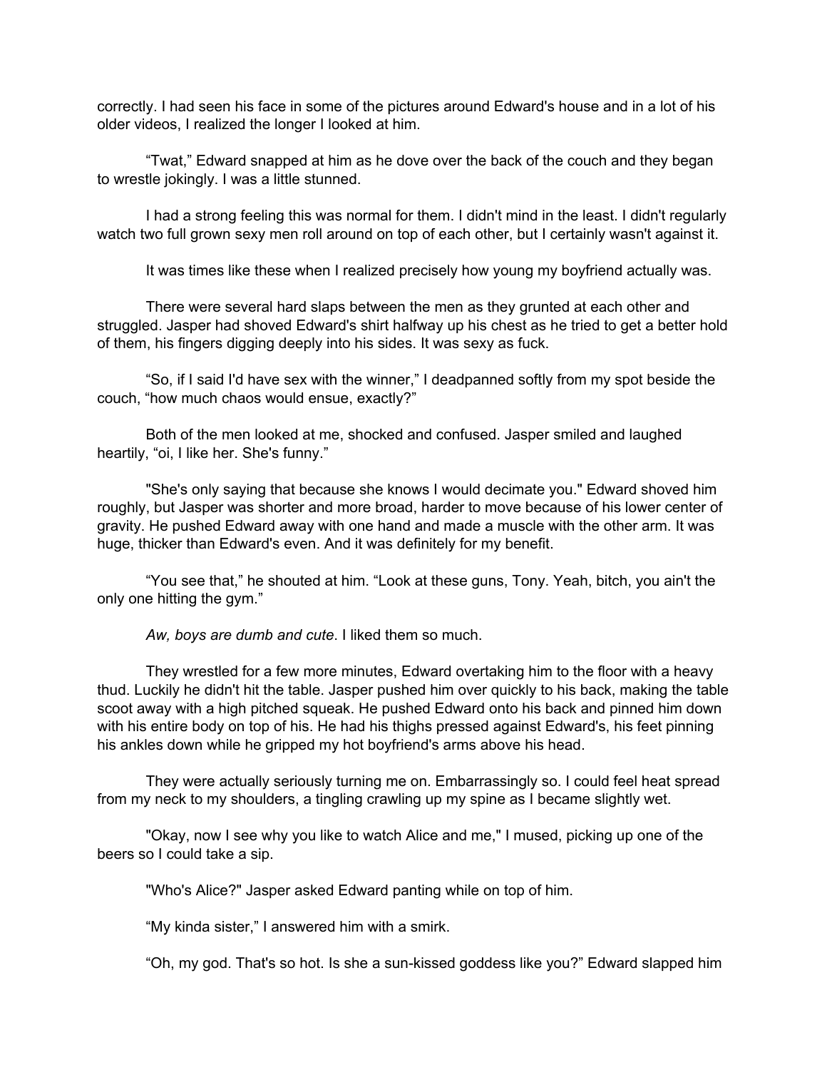correctly. I had seen his face in some of the pictures around Edward's house and in a lot of his older videos, I realized the longer I looked at him.

"Twat," Edward snapped at him as he dove over the back of the couch and they began to wrestle jokingly. I was a little stunned.

I had a strong feeling this was normal for them. I didn't mind in the least. I didn't regularly watch two full grown sexy men roll around on top of each other, but I certainly wasn't against it.

It was times like these when I realized precisely how young my boyfriend actually was.

There were several hard slaps between the men as they grunted at each other and struggled. Jasper had shoved Edward's shirt halfway up his chest as he tried to get a better hold of them, his fingers digging deeply into his sides. It was sexy as fuck.

"So, if I said I'd have sex with the winner," I deadpanned softly from my spot beside the couch, "how much chaos would ensue, exactly?"

Both of the men looked at me, shocked and confused. Jasper smiled and laughed heartily, "oi, I like her. She's funny."

"She's only saying that because she knows I would decimate you." Edward shoved him roughly, but Jasper was shorter and more broad, harder to move because of his lower center of gravity. He pushed Edward away with one hand and made a muscle with the other arm. It was huge, thicker than Edward's even. And it was definitely for my benefit.

"You see that," he shouted at him. "Look at these guns, Tony. Yeah, bitch, you ain't the only one hitting the gym."

*Aw, boys are dumb and cute*. I liked them so much.

They wrestled for a few more minutes, Edward overtaking him to the floor with a heavy thud. Luckily he didn't hit the table. Jasper pushed him over quickly to his back, making the table scoot away with a high pitched squeak. He pushed Edward onto his back and pinned him down with his entire body on top of his. He had his thighs pressed against Edward's, his feet pinning his ankles down while he gripped my hot boyfriend's arms above his head.

They were actually seriously turning me on. Embarrassingly so. I could feel heat spread from my neck to my shoulders, a tingling crawling up my spine as I became slightly wet.

"Okay, now I see why you like to watch Alice and me," I mused, picking up one of the beers so I could take a sip.

"Who's Alice?" Jasper asked Edward panting while on top of him.

"My kinda sister," I answered him with a smirk.

"Oh, my god. That's so hot. Is she a sun-kissed goddess like you?" Edward slapped him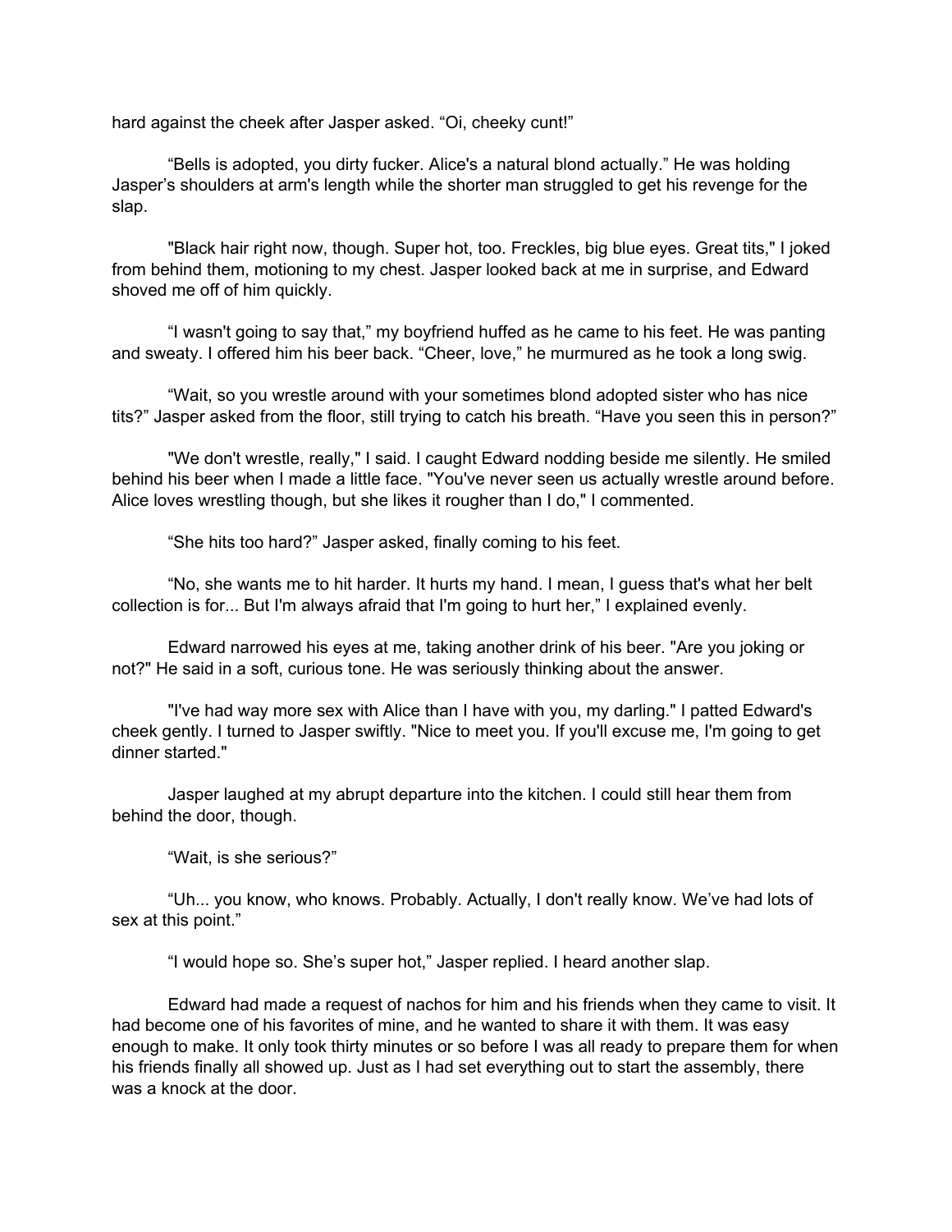hard against the cheek after Jasper asked. "Oi, cheeky cunt!"

"Bells is adopted, you dirty fucker. Alice's a natural blond actually." He was holding Jasper's shoulders at arm's length while the shorter man struggled to get his revenge for the slap.

"Black hair right now, though. Super hot, too. Freckles, big blue eyes. Great tits," I joked from behind them, motioning to my chest. Jasper looked back at me in surprise, and Edward shoved me off of him quickly.

"I wasn't going to say that," my boyfriend huffed as he came to his feet. He was panting and sweaty. I offered him his beer back. "Cheer, love," he murmured as he took a long swig.

"Wait, so you wrestle around with your sometimes blond adopted sister who has nice tits?" Jasper asked from the floor, still trying to catch his breath. "Have you seen this in person?"

"We don't wrestle, really," I said. I caught Edward nodding beside me silently. He smiled behind his beer when I made a little face. "You've never seen us actually wrestle around before. Alice loves wrestling though, but she likes it rougher than I do," I commented.

"She hits too hard?" Jasper asked, finally coming to his feet.

"No, she wants me to hit harder. It hurts my hand. I mean, I guess that's what her belt collection is for... But I'm always afraid that I'm going to hurt her," I explained evenly.

Edward narrowed his eyes at me, taking another drink of his beer. "Are you joking or not?" He said in a soft, curious tone. He was seriously thinking about the answer.

"I've had way more sex with Alice than I have with you, my darling." I patted Edward's cheek gently. I turned to Jasper swiftly. "Nice to meet you. If you'll excuse me, I'm going to get dinner started."

Jasper laughed at my abrupt departure into the kitchen. I could still hear them from behind the door, though.

"Wait, is she serious?"

"Uh... you know, who knows. Probably. Actually, I don't really know. We've had lots of sex at this point."

"I would hope so. She's super hot," Jasper replied. I heard another slap.

Edward had made a request of nachos for him and his friends when they came to visit. It had become one of his favorites of mine, and he wanted to share it with them. It was easy enough to make. It only took thirty minutes or so before I was all ready to prepare them for when his friends finally all showed up. Just as I had set everything out to start the assembly, there was a knock at the door.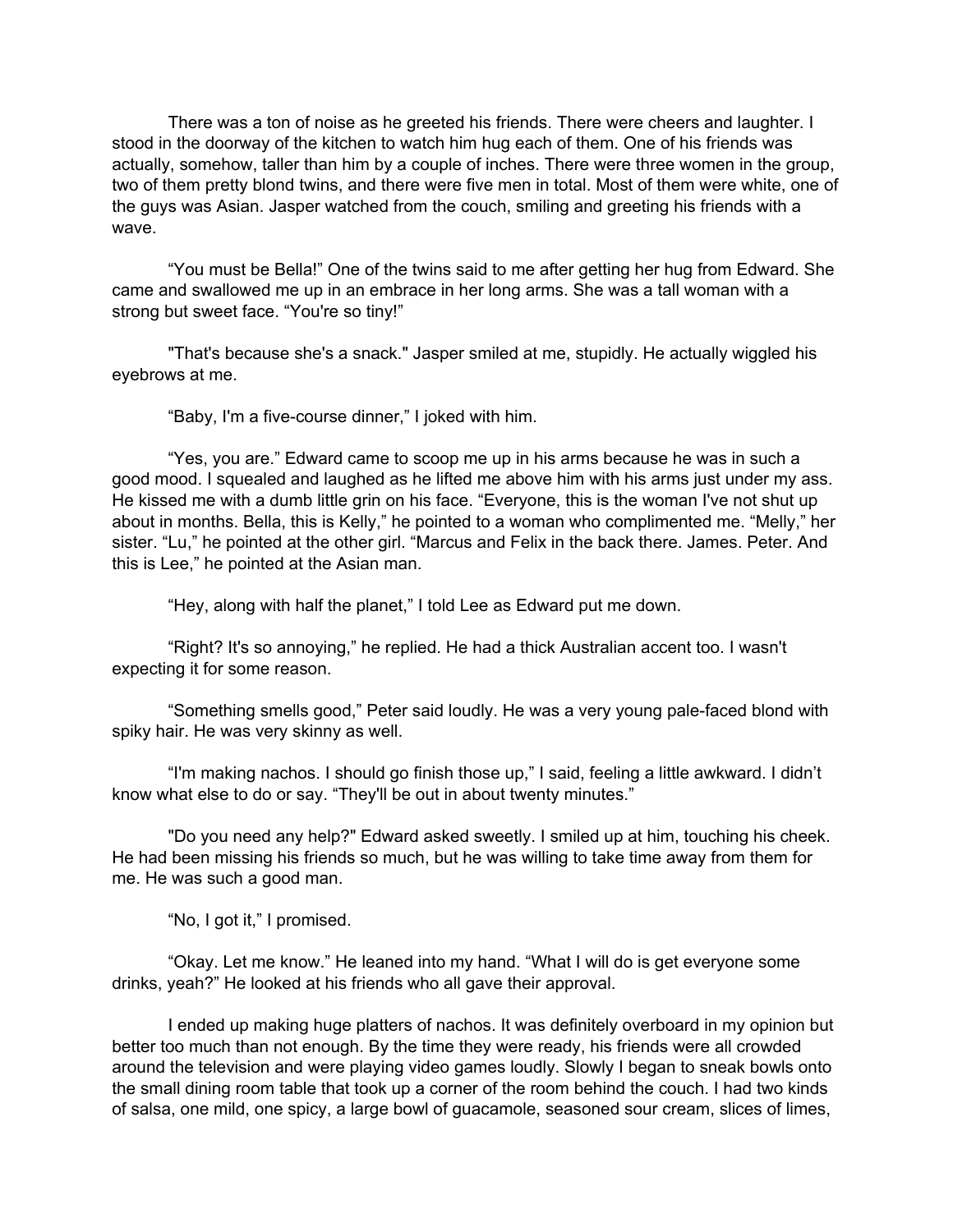There was a ton of noise as he greeted his friends. There were cheers and laughter. I stood in the doorway of the kitchen to watch him hug each of them. One of his friends was actually, somehow, taller than him by a couple of inches. There were three women in the group, two of them pretty blond twins, and there were five men in total. Most of them were white, one of the guys was Asian. Jasper watched from the couch, smiling and greeting his friends with a wave.

"You must be Bella!" One of the twins said to me after getting her hug from Edward. She came and swallowed me up in an embrace in her long arms. She was a tall woman with a strong but sweet face. "You're so tiny!"

"That's because she's a snack." Jasper smiled at me, stupidly. He actually wiggled his eyebrows at me.

"Baby, I'm a five-course dinner," I joked with him.

"Yes, you are." Edward came to scoop me up in his arms because he was in such a good mood. I squealed and laughed as he lifted me above him with his arms just under my ass. He kissed me with a dumb little grin on his face. "Everyone, this is the woman I've not shut up about in months. Bella, this is Kelly," he pointed to a woman who complimented me. "Melly," her sister. "Lu," he pointed at the other girl. "Marcus and Felix in the back there. James. Peter. And this is Lee," he pointed at the Asian man.

"Hey, along with half the planet," I told Lee as Edward put me down.

"Right? It's so annoying," he replied. He had a thick Australian accent too. I wasn't expecting it for some reason.

"Something smells good," Peter said loudly. He was a very young pale-faced blond with spiky hair. He was very skinny as well.

"I'm making nachos. I should go finish those up," I said, feeling a little awkward. I didn't know what else to do or say. "They'll be out in about twenty minutes."

"Do you need any help?" Edward asked sweetly. I smiled up at him, touching his cheek. He had been missing his friends so much, but he was willing to take time away from them for me. He was such a good man.

"No, I got it," I promised.

"Okay. Let me know." He leaned into my hand. "What I will do is get everyone some drinks, yeah?" He looked at his friends who all gave their approval.

I ended up making huge platters of nachos. It was definitely overboard in my opinion but better too much than not enough. By the time they were ready, his friends were all crowded around the television and were playing video games loudly. Slowly I began to sneak bowls onto the small dining room table that took up a corner of the room behind the couch. I had two kinds of salsa, one mild, one spicy, a large bowl of guacamole, seasoned sour cream, slices of limes,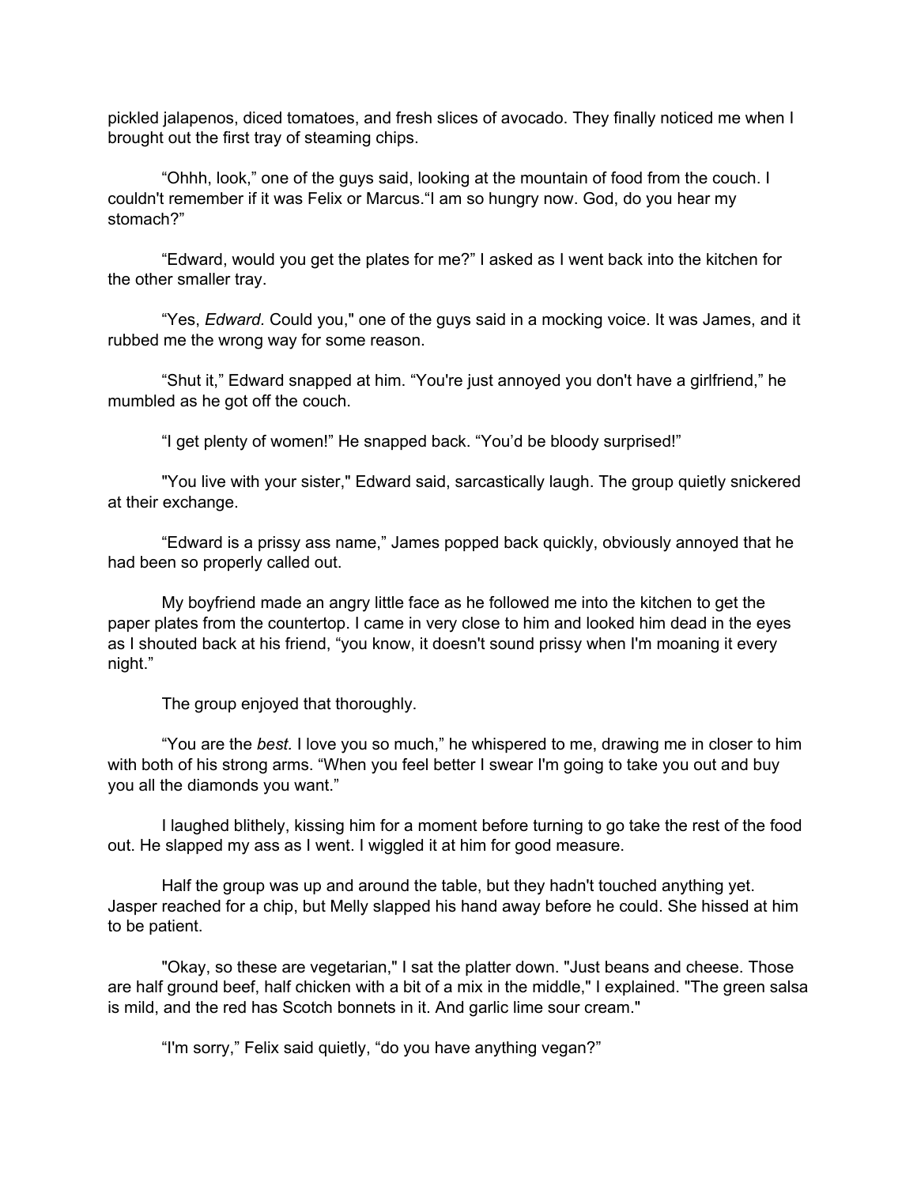pickled jalapenos, diced tomatoes, and fresh slices of avocado. They finally noticed me when I brought out the first tray of steaming chips.

"Ohhh, look," one of the guys said, looking at the mountain of food from the couch. I couldn't remember if it was Felix or Marcus."I am so hungry now. God, do you hear my stomach?"

"Edward, would you get the plates for me?" I asked as I went back into the kitchen for the other smaller tray.

"Yes, *Edward*. Could you," one of the guys said in a mocking voice. It was James, and it rubbed me the wrong way for some reason.

"Shut it," Edward snapped at him. "You're just annoyed you don't have a girlfriend," he mumbled as he got off the couch.

"I get plenty of women!" He snapped back. "You'd be bloody surprised!"

"You live with your sister," Edward said, sarcastically laugh. The group quietly snickered at their exchange.

"Edward is a prissy ass name," James popped back quickly, obviously annoyed that he had been so properly called out.

My boyfriend made an angry little face as he followed me into the kitchen to get the paper plates from the countertop. I came in very close to him and looked him dead in the eyes as I shouted back at his friend, "you know, it doesn't sound prissy when I'm moaning it every night."

The group enjoyed that thoroughly.

"You are the *best.* I love you so much," he whispered to me, drawing me in closer to him with both of his strong arms. "When you feel better I swear I'm going to take you out and buy you all the diamonds you want."

I laughed blithely, kissing him for a moment before turning to go take the rest of the food out. He slapped my ass as I went. I wiggled it at him for good measure.

Half the group was up and around the table, but they hadn't touched anything yet. Jasper reached for a chip, but Melly slapped his hand away before he could. She hissed at him to be patient.

"Okay, so these are vegetarian," I sat the platter down. "Just beans and cheese. Those are half ground beef, half chicken with a bit of a mix in the middle," I explained. "The green salsa is mild, and the red has Scotch bonnets in it. And garlic lime sour cream."

"I'm sorry," Felix said quietly, "do you have anything vegan?"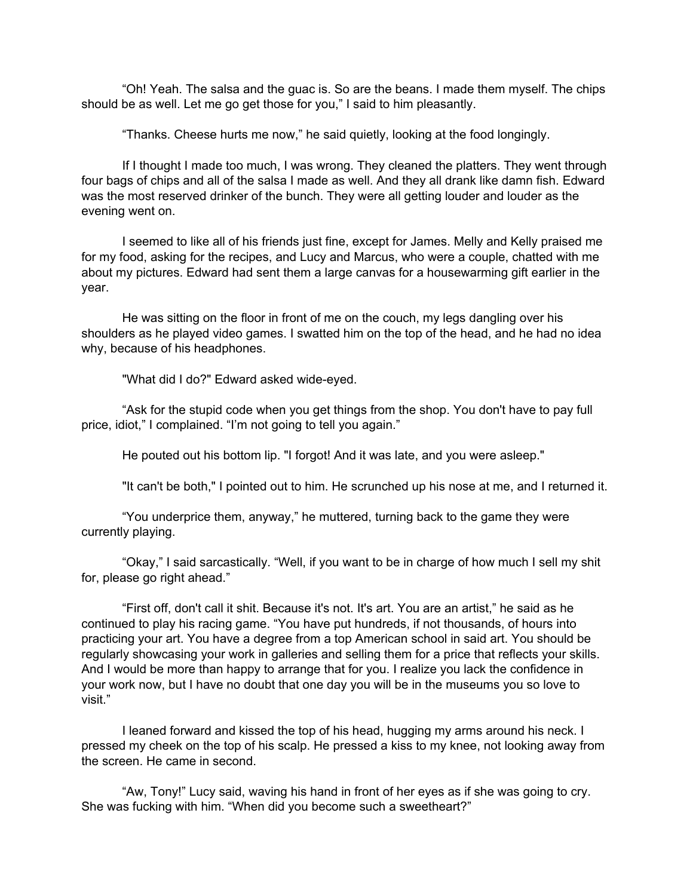“Oh! Yeah. The salsa and the guac is. So are the beans. I made them myself. The chips should be as well. Let me go get those for you,” I said to him pleasantly.

“Thanks. Cheese hurts me now,” he said quietly, looking at the food longingly.

If I thought I made too much, I was wrong. They cleaned the platters. They went through four bags of chips and all of the salsa I made as well. And they all drank like damn fish. Edward was the most reserved drinker of the bunch. They were all getting louder and louder as the evening went on.

I seemed to like all of his friends just fine, except for James. Melly and Kelly praised me for my food, asking for the recipes, and Lucy and Marcus, who were a couple, chatted with me about my pictures. Edward had sent them a large canvas for a housewarming gift earlier in the year.

He was sitting on the floor in front of me on the couch, my legs dangling over his shoulders as he played video games. I swatted him on the top of the head, and he had no idea why, because of his headphones.

"What did I do?" Edward asked wide-eyed.

“Ask for the stupid code when you get things from the shop. You don't have to pay full price, idiot,” I complained. “I’m not going to tell you again.”

He pouted out his bottom lip. "I forgot! And it was late, and you were asleep."

"It can't be both," I pointed out to him. He scrunched up his nose at me, and I returned it.

“You underprice them, anyway,” he muttered, turning back to the game they were currently playing.

“Okay,” I said sarcastically. “Well, if you want to be in charge of how much I sell my shit for, please go right ahead.”

“First off, don't call it shit. Because it's not. It's art. You are an artist,” he said as he continued to play his racing game. “You have put hundreds, if not thousands, of hours into practicing your art. You have a degree from a top American school in said art. You should be regularly showcasing your work in galleries and selling them for a price that reflects your skills. And I would be more than happy to arrange that for you. I realize you lack the confidence in your work now, but I have no doubt that one day you will be in the museums you so love to visit.”

I leaned forward and kissed the top of his head, hugging my arms around his neck. I pressed my cheek on the top of his scalp. He pressed a kiss to my knee, not looking away from the screen. He came in second.

“Aw, Tony!” Lucy said, waving his hand in front of her eyes as if she was going to cry. She was fucking with him. “When did you become such a sweetheart?”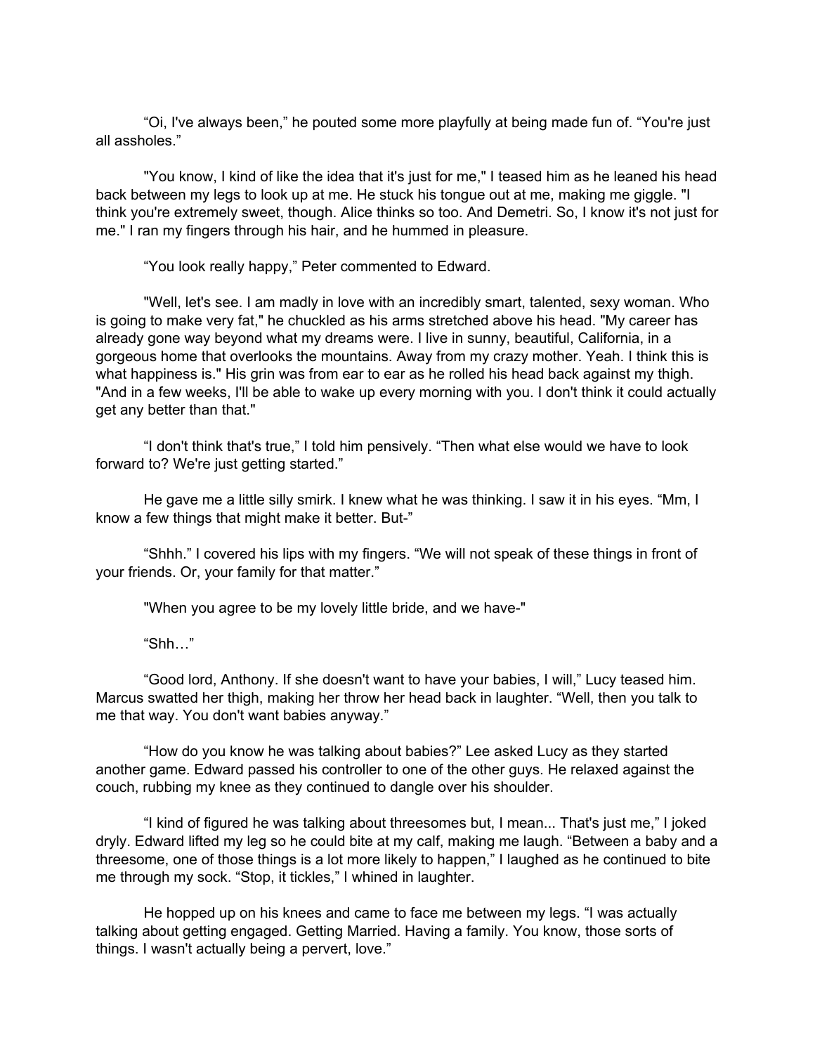“Oi, I've always been,” he pouted some more playfully at being made fun of. “You're just all assholes.”

"You know, I kind of like the idea that it's just for me," I teased him as he leaned his head back between my legs to look up at me. He stuck his tongue out at me, making me giggle. "I think you're extremely sweet, though. Alice thinks so too. And Demetri. So, I know it's not just for me." I ran my fingers through his hair, and he hummed in pleasure.

“You look really happy,” Peter commented to Edward.

"Well, let's see. I am madly in love with an incredibly smart, talented, sexy woman. Who is going to make very fat," he chuckled as his arms stretched above his head. "My career has already gone way beyond what my dreams were. I live in sunny, beautiful, California, in a gorgeous home that overlooks the mountains. Away from my crazy mother. Yeah. I think this is what happiness is." His grin was from ear to ear as he rolled his head back against my thigh. "And in a few weeks, I'll be able to wake up every morning with you. I don't think it could actually get any better than that."

“I don't think that's true,” I told him pensively. “Then what else would we have to look forward to? We're just getting started.”

He gave me a little silly smirk. I knew what he was thinking. I saw it in his eyes. “Mm, I know a few things that might make it better. But-”

“Shhh.” I covered his lips with my fingers. “We will not speak of these things in front of your friends. Or, your family for that matter.”

"When you agree to be my lovely little bride, and we have-"

“Shh…”

“Good lord, Anthony. If she doesn't want to have your babies, I will,” Lucy teased him. Marcus swatted her thigh, making her throw her head back in laughter. “Well, then you talk to me that way. You don't want babies anyway.”

“How do you know he was talking about babies?” Lee asked Lucy as they started another game. Edward passed his controller to one of the other guys. He relaxed against the couch, rubbing my knee as they continued to dangle over his shoulder.

“I kind of figured he was talking about threesomes but, I mean... That's just me,” I joked dryly. Edward lifted my leg so he could bite at my calf, making me laugh. “Between a baby and a threesome, one of those things is a lot more likely to happen,” I laughed as he continued to bite me through my sock. “Stop, it tickles,” I whined in laughter.

He hopped up on his knees and came to face me between my legs. “I was actually talking about getting engaged. Getting Married. Having a family. You know, those sorts of things. I wasn't actually being a pervert, love.”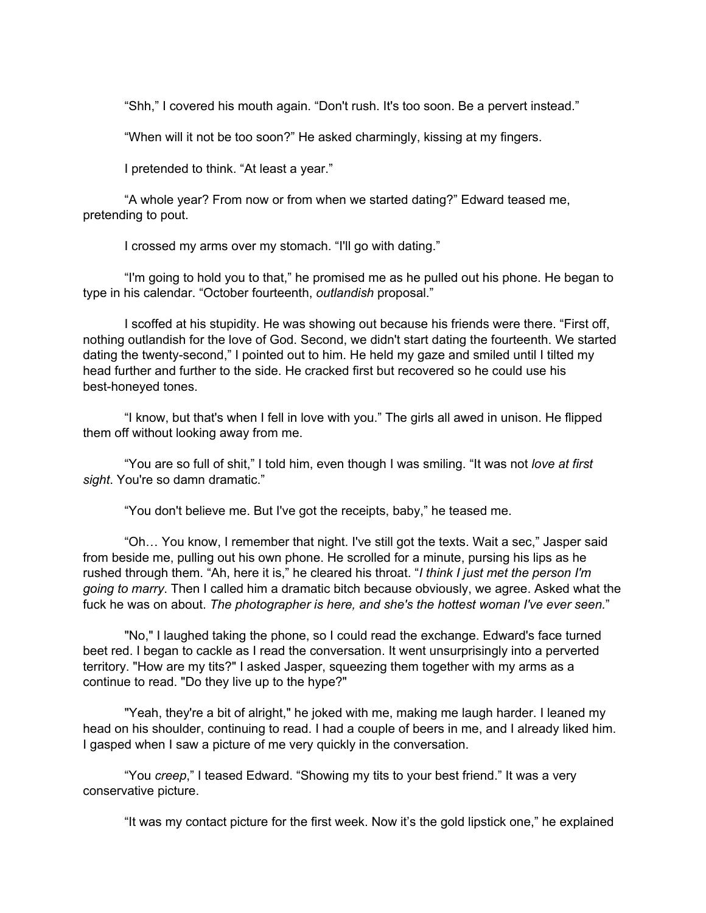“Shh,” I covered his mouth again. “Don't rush. It's too soon. Be a pervert instead.”

“When will it not be too soon?” He asked charmingly, kissing at my fingers.

I pretended to think. “At least a year.”

“A whole year? From now or from when we started dating?” Edward teased me, pretending to pout.

I crossed my arms over my stomach. “I'll go with dating.”

“I'm going to hold you to that,” he promised me as he pulled out his phone. He began to type in his calendar. “October fourteenth, *outlandish* proposal.”

I scoffed at his stupidity. He was showing out because his friends were there. “First off, nothing outlandish for the love of God. Second, we didn't start dating the fourteenth. We started dating the twenty-second,” I pointed out to him. He held my gaze and smiled until I tilted my head further and further to the side. He cracked first but recovered so he could use his best-honeyed tones.

“I know, but that's when I fell in love with you.” The girls all awed in unison. He flipped them off without looking away from me.

“You are so full of shit,” I told him, even though I was smiling. “It was not *love at first sight*. You're so damn dramatic.”

“You don't believe me. But I've got the receipts, baby,” he teased me.

“Oh… You know, I remember that night. I've still got the texts. Wait a sec,” Jasper said from beside me, pulling out his own phone. He scrolled for a minute, pursing his lips as he rushed through them. “Ah, here it is,” he cleared his throat. “*I think I just met the person I'm going to marry*. Then I called him a dramatic bitch because obviously, we agree. Asked what the fuck he was on about. *The photographer is here, and she's the hottest woman I've ever seen.*”

"No," I laughed taking the phone, so I could read the exchange. Edward's face turned beet red. I began to cackle as I read the conversation. It went unsurprisingly into a perverted territory. "How are my tits?" I asked Jasper, squeezing them together with my arms as a continue to read. "Do they live up to the hype?"

"Yeah, they're a bit of alright," he joked with me, making me laugh harder. I leaned my head on his shoulder, continuing to read. I had a couple of beers in me, and I already liked him. I gasped when I saw a picture of me very quickly in the conversation.

“You *creep*,” I teased Edward. “Showing my tits to your best friend.” It was a very conservative picture.

“It was my contact picture for the first week. Now it’s the gold lipstick one,” he explained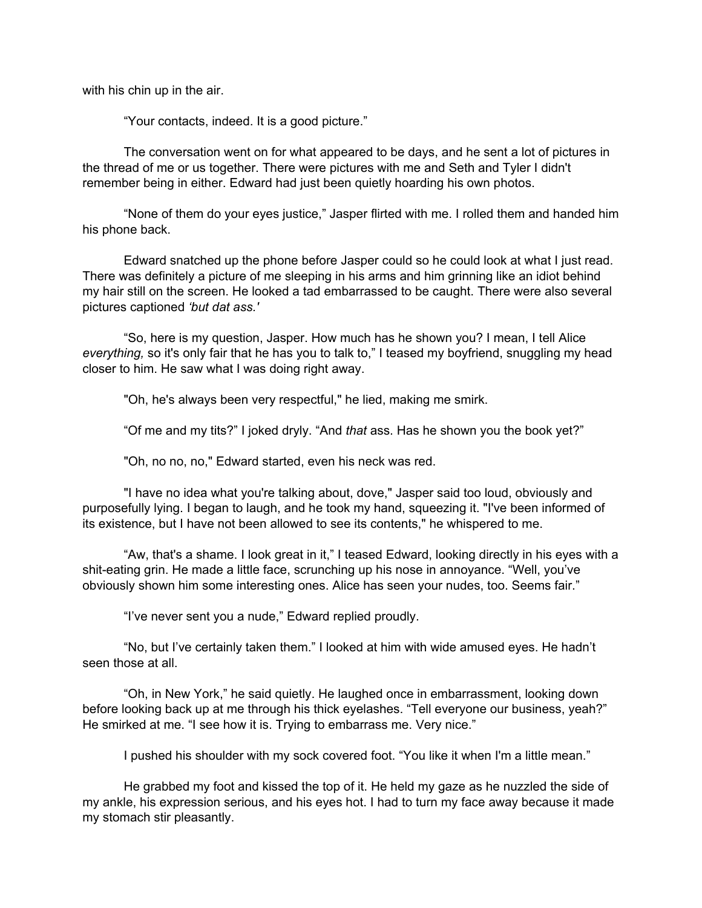with his chin up in the air.

"Your contacts, indeed. It is a good picture."

The conversation went on for what appeared to be days, and he sent a lot of pictures in the thread of me or us together. There were pictures with me and Seth and Tyler I didn't remember being in either. Edward had just been quietly hoarding his own photos.

"None of them do your eyes justice," Jasper flirted with me. I rolled them and handed him his phone back.

Edward snatched up the phone before Jasper could so he could look at what I just read. There was definitely a picture of me sleeping in his arms and him grinning like an idiot behind my hair still on the screen. He looked a tad embarrassed to be caught. There were also several pictures captioned *'but dat ass.'*

"So, here is my question, Jasper. How much has he shown you? I mean, I tell Alice *everything,* so it's only fair that he has you to talk to," I teased my boyfriend, snuggling my head closer to him. He saw what I was doing right away.

"Oh, he's always been very respectful," he lied, making me smirk.

"Of me and my tits?" I joked dryly. "And *that* ass. Has he shown you the book yet?"

"Oh, no no, no," Edward started, even his neck was red.

"I have no idea what you're talking about, dove," Jasper said too loud, obviously and purposefully lying. I began to laugh, and he took my hand, squeezing it. "I've been informed of its existence, but I have not been allowed to see its contents," he whispered to me.

"Aw, that's a shame. I look great in it," I teased Edward, looking directly in his eyes with a shit-eating grin. He made a little face, scrunching up his nose in annoyance. "Well, you've obviously shown him some interesting ones. Alice has seen your nudes, too. Seems fair."

"I've never sent you a nude," Edward replied proudly.

"No, but I've certainly taken them." I looked at him with wide amused eyes. He hadn't seen those at all.

"Oh, in New York," he said quietly. He laughed once in embarrassment, looking down before looking back up at me through his thick eyelashes. "Tell everyone our business, yeah?" He smirked at me. "I see how it is. Trying to embarrass me. Very nice."

I pushed his shoulder with my sock covered foot. "You like it when I'm a little mean."

He grabbed my foot and kissed the top of it. He held my gaze as he nuzzled the side of my ankle, his expression serious, and his eyes hot. I had to turn my face away because it made my stomach stir pleasantly.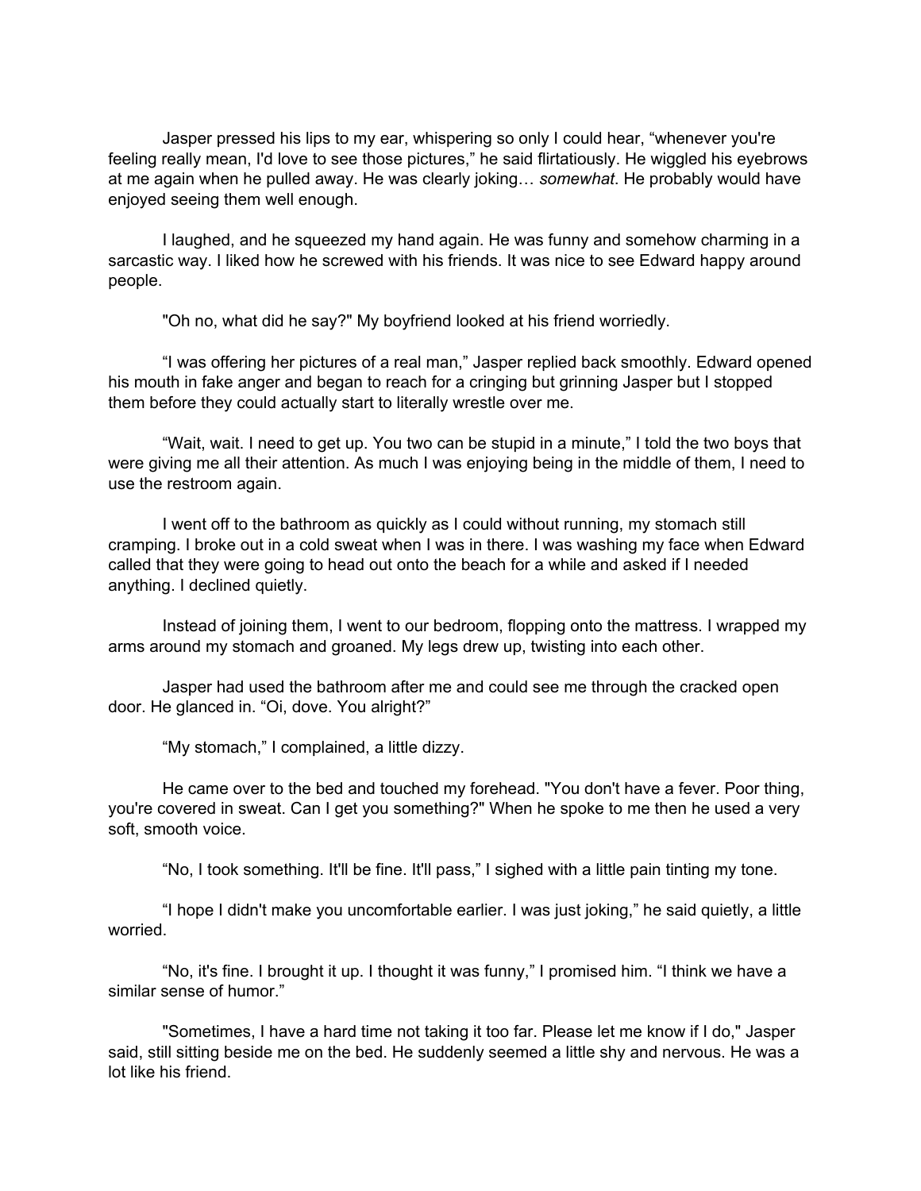Jasper pressed his lips to my ear, whispering so only I could hear, "whenever you're feeling really mean, I'd love to see those pictures," he said flirtatiously. He wiggled his eyebrows at me again when he pulled away. He was clearly joking… *somewhat*. He probably would have enjoyed seeing them well enough.

I laughed, and he squeezed my hand again. He was funny and somehow charming in a sarcastic way. I liked how he screwed with his friends. It was nice to see Edward happy around people.

"Oh no, what did he say?" My boyfriend looked at his friend worriedly.

"I was offering her pictures of a real man," Jasper replied back smoothly. Edward opened his mouth in fake anger and began to reach for a cringing but grinning Jasper but I stopped them before they could actually start to literally wrestle over me.

"Wait, wait. I need to get up. You two can be stupid in a minute," I told the two boys that were giving me all their attention. As much I was enjoying being in the middle of them, I need to use the restroom again.

I went off to the bathroom as quickly as I could without running, my stomach still cramping. I broke out in a cold sweat when I was in there. I was washing my face when Edward called that they were going to head out onto the beach for a while and asked if I needed anything. I declined quietly.

Instead of joining them, I went to our bedroom, flopping onto the mattress. I wrapped my arms around my stomach and groaned. My legs drew up, twisting into each other.

Jasper had used the bathroom after me and could see me through the cracked open door. He glanced in. "Oi, dove. You alright?"

"My stomach," I complained, a little dizzy.

He came over to the bed and touched my forehead. "You don't have a fever. Poor thing, you're covered in sweat. Can I get you something?" When he spoke to me then he used a very soft, smooth voice.

"No, I took something. It'll be fine. It'll pass," I sighed with a little pain tinting my tone.

"I hope I didn't make you uncomfortable earlier. I was just joking," he said quietly, a little worried.

"No, it's fine. I brought it up. I thought it was funny," I promised him. "I think we have a similar sense of humor."

"Sometimes, I have a hard time not taking it too far. Please let me know if I do," Jasper said, still sitting beside me on the bed. He suddenly seemed a little shy and nervous. He was a lot like his friend.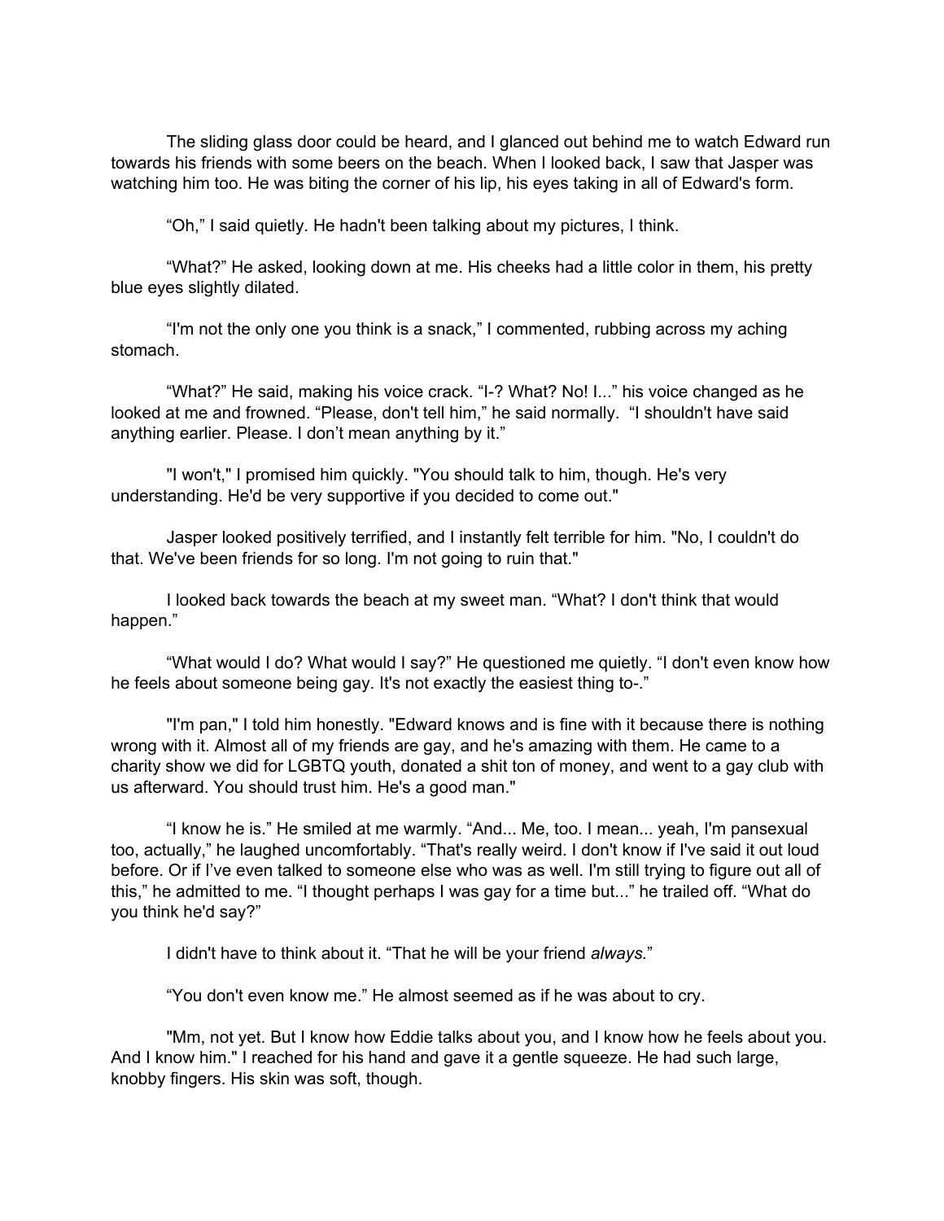The sliding glass door could be heard, and I glanced out behind me to watch Edward run towards his friends with some beers on the beach. When I looked back, I saw that Jasper was watching him too. He was biting the corner of his lip, his eyes taking in all of Edward's form.

"Oh," I said quietly. He hadn't been talking about my pictures, I think.

"What?" He asked, looking down at me. His cheeks had a little color in them, his pretty blue eyes slightly dilated.

"I'm not the only one you think is a snack," I commented, rubbing across my aching stomach.

"What?" He said, making his voice crack. "I-? What? No! I..." his voice changed as he looked at me and frowned. "Please, don't tell him," he said normally. "I shouldn't have said anything earlier. Please. I don't mean anything by it."

"I won't," I promised him quickly. "You should talk to him, though. He's very understanding. He'd be very supportive if you decided to come out."

Jasper looked positively terrified, and I instantly felt terrible for him. "No, I couldn't do that. We've been friends for so long. I'm not going to ruin that."

I looked back towards the beach at my sweet man. "What? I don't think that would happen."

"What would I do? What would I say?" He questioned me quietly. "I don't even know how he feels about someone being gay. It's not exactly the easiest thing to-."

"I'm pan," I told him honestly. "Edward knows and is fine with it because there is nothing wrong with it. Almost all of my friends are gay, and he's amazing with them. He came to a charity show we did for LGBTQ youth, donated a shit ton of money, and went to a gay club with us afterward. You should trust him. He's a good man."

"I know he is." He smiled at me warmly. "And... Me, too. I mean... yeah, I'm pansexual too, actually," he laughed uncomfortably. "That's really weird. I don't know if I've said it out loud before. Or if I've even talked to someone else who was as well. I'm still trying to figure out all of this," he admitted to me. "I thought perhaps I was gay for a time but..." he trailed off. "What do you think he'd say?"

I didn't have to think about it. "That he will be your friend *always.*"

"You don't even know me." He almost seemed as if he was about to cry.

"Mm, not yet. But I know how Eddie talks about you, and I know how he feels about you. And I know him." I reached for his hand and gave it a gentle squeeze. He had such large, knobby fingers. His skin was soft, though.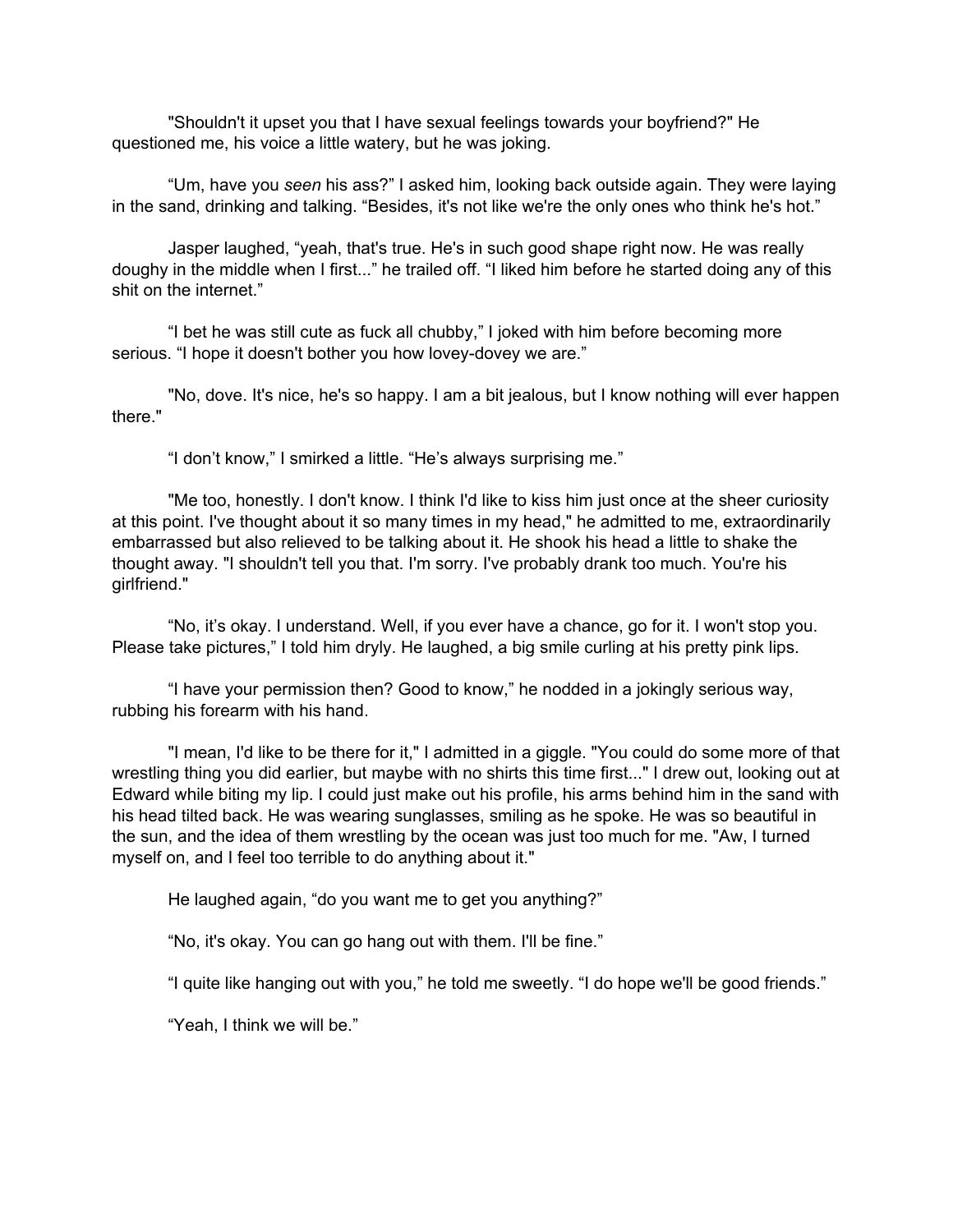"Shouldn't it upset you that I have sexual feelings towards your boyfriend?" He questioned me, his voice a little watery, but he was joking.

"Um, have you *seen* his ass?" I asked him, looking back outside again. They were laying in the sand, drinking and talking. "Besides, it's not like we're the only ones who think he's hot."

Jasper laughed, "yeah, that's true. He's in such good shape right now. He was really doughy in the middle when I first..." he trailed off. "I liked him before he started doing any of this shit on the internet."

"I bet he was still cute as fuck all chubby," I joked with him before becoming more serious. "I hope it doesn't bother you how lovey-dovey we are."

"No, dove. It's nice, he's so happy. I am a bit jealous, but I know nothing will ever happen there."

"I don't know," I smirked a little. "He's always surprising me."

"Me too, honestly. I don't know. I think I'd like to kiss him just once at the sheer curiosity at this point. I've thought about it so many times in my head," he admitted to me, extraordinarily embarrassed but also relieved to be talking about it. He shook his head a little to shake the thought away. "I shouldn't tell you that. I'm sorry. I've probably drank too much. You're his girlfriend."

"No, it's okay. I understand. Well, if you ever have a chance, go for it. I won't stop you. Please take pictures," I told him dryly. He laughed, a big smile curling at his pretty pink lips.

"I have your permission then? Good to know," he nodded in a jokingly serious way, rubbing his forearm with his hand.

"I mean, I'd like to be there for it," I admitted in a giggle. "You could do some more of that wrestling thing you did earlier, but maybe with no shirts this time first..." I drew out, looking out at Edward while biting my lip. I could just make out his profile, his arms behind him in the sand with his head tilted back. He was wearing sunglasses, smiling as he spoke. He was so beautiful in the sun, and the idea of them wrestling by the ocean was just too much for me. "Aw, I turned myself on, and I feel too terrible to do anything about it."

He laughed again, "do you want me to get you anything?"

"No, it's okay. You can go hang out with them. I'll be fine."

"I quite like hanging out with you," he told me sweetly. "I do hope we'll be good friends."

"Yeah, I think we will be."